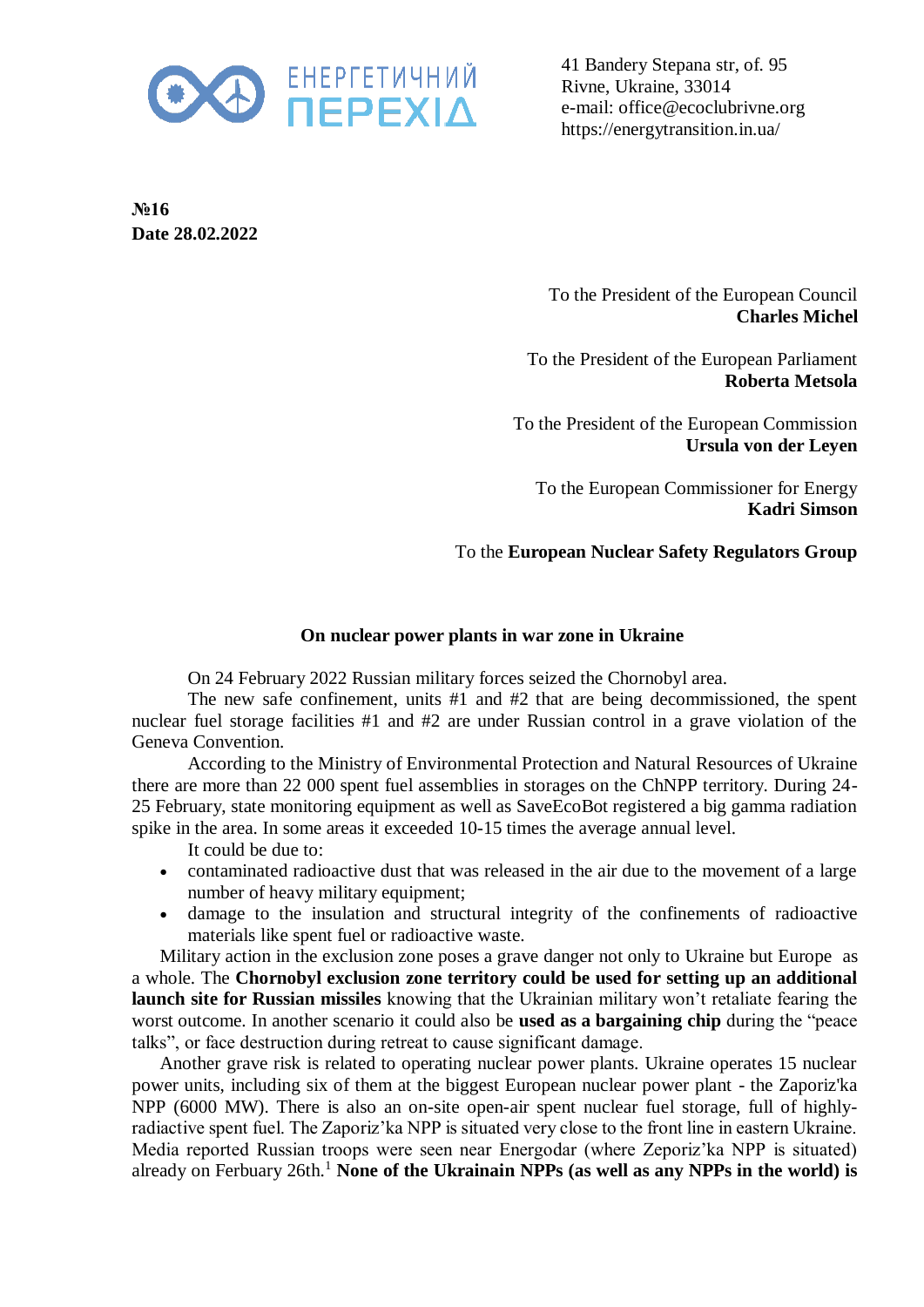ЕНЕРГЕТИЧНИЙ ПЕРЕХІД

41 Bandery Stepana str, of. 95
Rivne, Ukraine, 33014
e-mail: office@ecoclubrivne.org
https://energytransition.in.ua/

**№16**
**Date 28.02.2022**

To the President of the European Council
**Charles Michel**

To the President of the European Parliament
**Roberta Metsola**

To the President of the European Commission
**Ursula von der Leyen**

To the European Commissioner for Energy
**Kadri Simson**

To the **European Nuclear Safety Regulators Group**

**On nuclear power plants in war zone in Ukraine**

On 24 February 2022 Russian military forces seized the Chornobyl area.

The new safe confinement, units #1 and #2 that are being decommissioned, the spent nuclear fuel storage facilities #1 and #2 are under Russian control in a grave violation of the Geneva Convention.

According to the Ministry of Environmental Protection and Natural Resources of Ukraine there are more than 22 000 spent fuel assemblies in storages on the ChNPP territory. During 24-25 February, state monitoring equipment as well as SaveEcoBot registered a big gamma radiation spike in the area. In some areas it exceeded 10-15 times the average annual level.

It could be due to:

- contaminated radioactive dust that was released in the air due to the movement of a large number of heavy military equipment;
- damage to the insulation and structural integrity of the confinements of radioactive materials like spent fuel or radioactive waste.

Military action in the exclusion zone poses a grave danger not only to Ukraine but Europe as a whole. The **Chornobyl exclusion zone territory could be used for setting up an additional launch site for Russian missiles** knowing that the Ukrainian military won't retaliate fearing the worst outcome. In another scenario it could also be **used as a bargaining chip** during the "peace talks", or face destruction during retreat to cause significant damage.

Another grave risk is related to operating nuclear power plants. Ukraine operates 15 nuclear power units, including six of them at the biggest European nuclear power plant - the Zaporiz'ka NPP (6000 MW). There is also an on-site open-air spent nuclear fuel storage, full of highly-radiactive spent fuel. The Zaporiz'ka NPP is situated very close to the front line in eastern Ukraine. Media reported Russian troops were seen near Energodar (where Zeporiz'ka NPP is situated) already on Ferbuary 26th.[1] **None of the Ukrainain NPPs (as well as any NPPs in the world) is**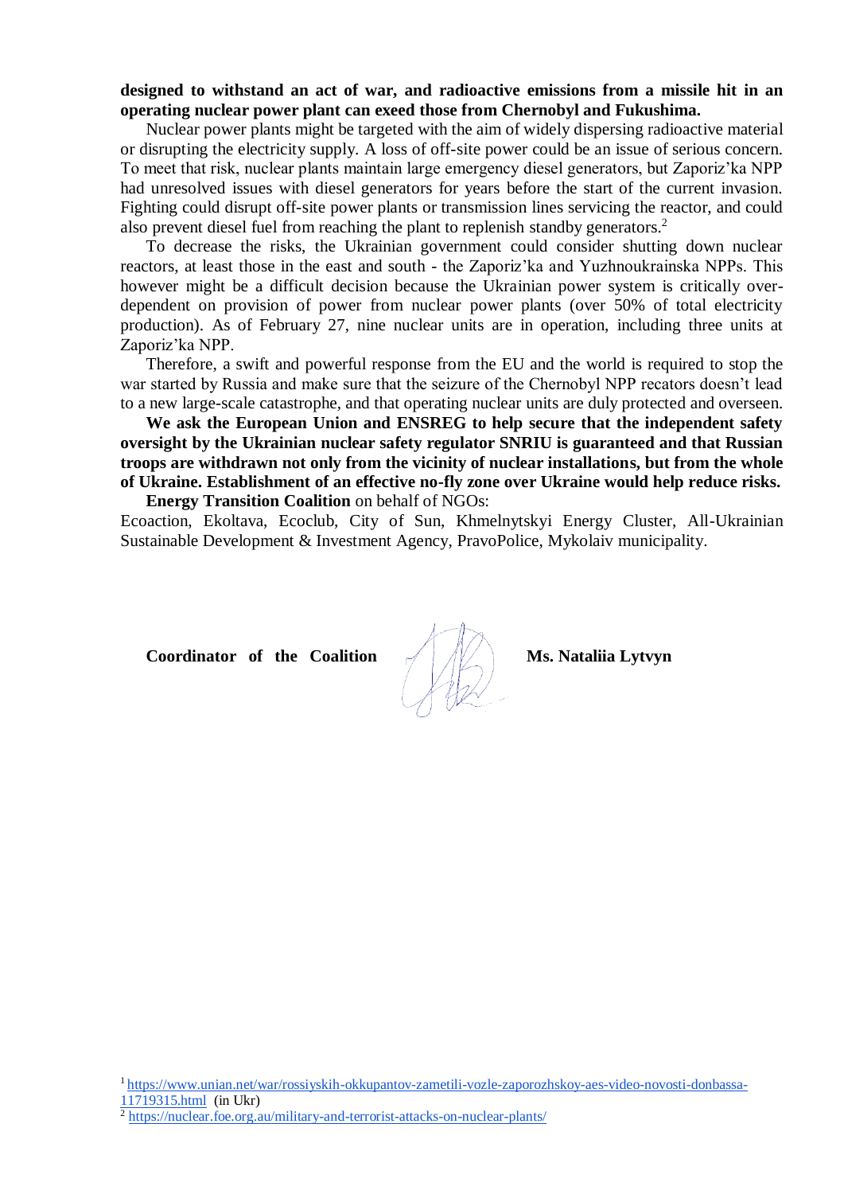**designed to withstand an act of war, and radioactive emissions from a missile hit in an operating nuclear power plant can exeed those from Chernobyl and Fukushima.**

Nuclear power plants might be targeted with the aim of widely dispersing radioactive material or disrupting the electricity supply. A loss of off-site power could be an issue of serious concern. To meet that risk, nuclear plants maintain large emergency diesel generators, but Zaporiz'ka NPP had unresolved issues with diesel generators for years before the start of the current invasion. Fighting could disrupt off-site power plants or transmission lines servicing the reactor, and could also prevent diesel fuel from reaching the plant to replenish standby generators.[2]

To decrease the risks, the Ukrainian government could consider shutting down nuclear reactors, at least those in the east and south - the Zaporiz'ka and Yuzhnoukrainska NPPs. This however might be a difficult decision because the Ukrainian power system is critically over-dependent on provision of power from nuclear power plants (over 50% of total electricity production). As of February 27, nine nuclear units are in operation, including three units at Zaporiz'ka NPP.

Therefore, a swift and powerful response from the EU and the world is required to stop the war started by Russia and make sure that the seizure of the Chernobyl NPP recators doesn't lead to a new large-scale catastrophe, and that operating nuclear units are duly protected and overseen.

**We ask the European Union and ENSREG to help secure that the independent safety oversight by the Ukrainian nuclear safety regulator SNRIU is guaranteed and that Russian troops are withdrawn not only from the vicinity of nuclear installations, but from the whole of Ukraine. Establishment of an effective no-fly zone over Ukraine would help reduce risks.**

**Energy Transition Coalition** on behalf of NGOs:

Ecoaction, Ekoltava, Ecoclub, City of Sun, Khmelnytskyi Energy Cluster, All-Ukrainian Sustainable Development & Investment Agency, PravoPolice, Mykolaiv municipality.

**Coordinator of the Coalition** **Ms. Nataliia Lytvyn**

---

[1] https://www.unian.net/war/rossiyskih-okkupantov-zametili-vozle-zaporozhskoy-aes-video-novosti-donbassa-11719315.html (in Ukr)

[2] https://nuclear.foe.org.au/military-and-terrorist-attacks-on-nuclear-plants/